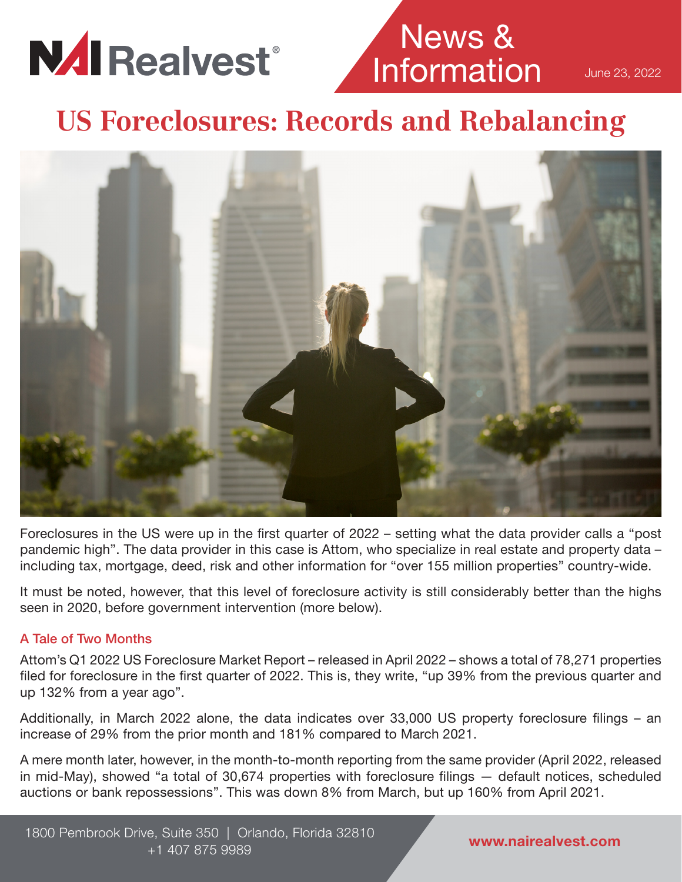NAI Realvest®

News & Information

June 23, 2022

# US Foreclosures: Records and Rebalancing

Foreclosures in the US were up in the first quarter of 2022 – setting what the data provider calls a "post pandemic high". The data provider in this case is Attom, who specialize in real estate and property data – including tax, mortgage, deed, risk and other information for "over 155 million properties" country-wide.

It must be noted, however, that this level of foreclosure activity is still considerably better than the highs seen in 2020, before government intervention (more below).

### A Tale of Two Months

Attom's Q1 2022 US Foreclosure Market Report – released in April 2022 – shows a total of 78,271 properties filed for foreclosure in the first quarter of 2022. This is, they write, "up 39% from the previous quarter and up 132% from a year ago".

Additionally, in March 2022 alone, the data indicates over 33,000 US property foreclosure filings – an increase of 29% from the prior month and 181% compared to March 2021.

A mere month later, however, in the month-to-month reporting from the same provider (April 2022, released in mid-May), showed "a total of 30,674 properties with foreclosure filings — default notices, scheduled auctions or bank repossessions". This was down 8% from March, but up 160% from April 2021.

1800 Pembrook Drive, Suite 350 | Orlando, Florida 32810
+1 407 875 9989

www.nairealvest.com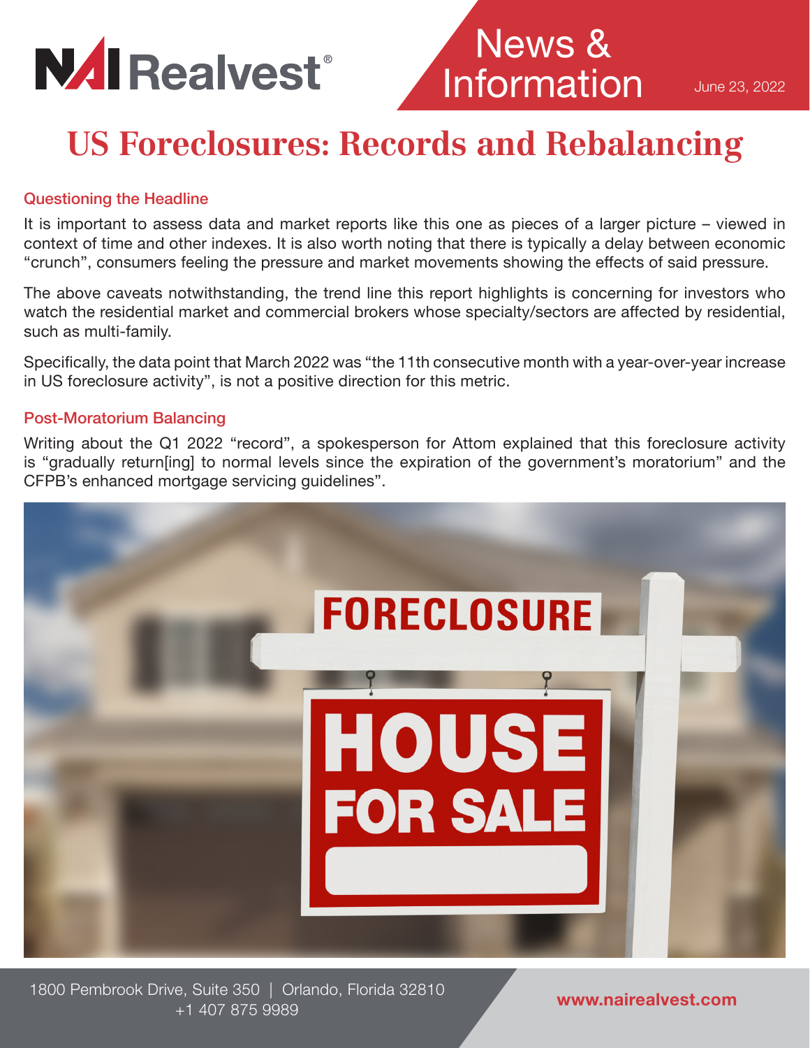# US Foreclosures: Records and Rebalancing

### Questioning the Headline

It is important to assess data and market reports like this one as pieces of a larger picture – viewed in context of time and other indexes. It is also worth noting that there is typically a delay between economic "crunch", consumers feeling the pressure and market movements showing the effects of said pressure.

The above caveats notwithstanding, the trend line this report highlights is concerning for investors who watch the residential market and commercial brokers whose specialty/sectors are affected by residential, such as multi-family.

Specifically, the data point that March 2022 was "the 11th consecutive month with a year-over-year increase in US foreclosure activity", is not a positive direction for this metric.

### Post-Moratorium Balancing

Writing about the Q1 2022 "record", a spokesperson for Attom explained that this foreclosure activity is "gradually return[ing] to normal levels since the expiration of the government's moratorium" and the CFPB's enhanced mortgage servicing guidelines".